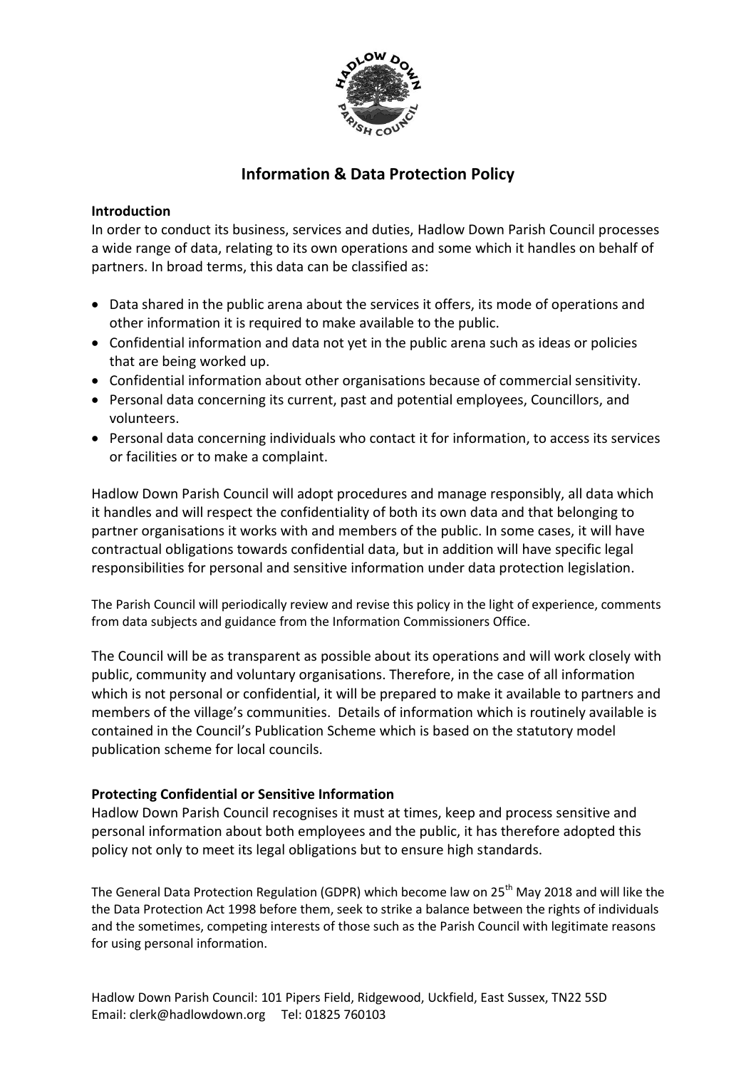# Information & Data Protection Policy

**Introduction**

In order to conduct its business, services and duties, Hadlow Down Parish Council processes a wide range of data, relating to its own operations and some which it handles on behalf of partners. In broad terms, this data can be classified as:

- Data shared in the public arena about the services it offers, its mode of operations and other information it is required to make available to the public.
- Confidential information and data not yet in the public arena such as ideas or policies that are being worked up.
- Confidential information about other organisations because of commercial sensitivity.
- Personal data concerning its current, past and potential employees, Councillors, and volunteers.
- Personal data concerning individuals who contact it for information, to access its services or facilities or to make a complaint.

Hadlow Down Parish Council will adopt procedures and manage responsibly, all data which it handles and will respect the confidentiality of both its own data and that belonging to partner organisations it works with and members of the public. In some cases, it will have contractual obligations towards confidential data, but in addition will have specific legal responsibilities for personal and sensitive information under data protection legislation.

The Parish Council will periodically review and revise this policy in the light of experience, comments from data subjects and guidance from the Information Commissioners Office.

The Council will be as transparent as possible about its operations and will work closely with public, community and voluntary organisations. Therefore, in the case of all information which is not personal or confidential, it will be prepared to make it available to partners and members of the village's communities. Details of information which is routinely available is contained in the Council's Publication Scheme which is based on the statutory model publication scheme for local councils.

**Protecting Confidential or Sensitive Information**

Hadlow Down Parish Council recognises it must at times, keep and process sensitive and personal information about both employees and the public, it has therefore adopted this policy not only to meet its legal obligations but to ensure high standards.

The General Data Protection Regulation (GDPR) which become law on 25th May 2018 and will like the the Data Protection Act 1998 before them, seek to strike a balance between the rights of individuals and the sometimes, competing interests of those such as the Parish Council with legitimate reasons for using personal information.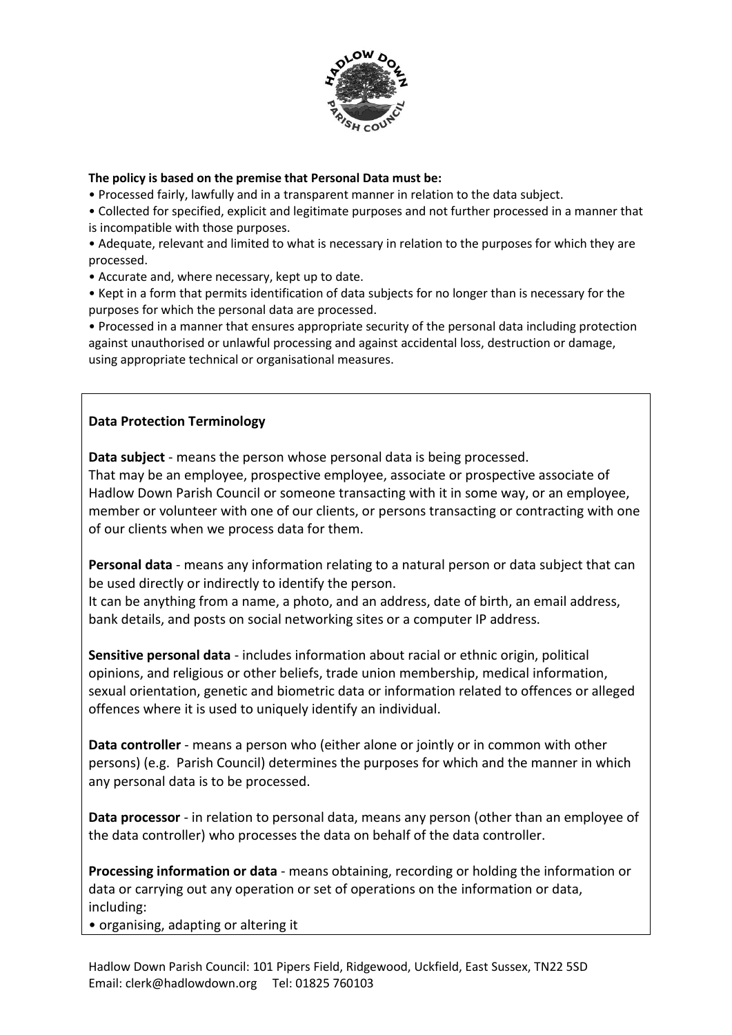**The policy is based on the premise that Personal Data must be:**

- Processed fairly, lawfully and in a transparent manner in relation to the data subject.
- Collected for specified, explicit and legitimate purposes and not further processed in a manner that is incompatible with those purposes.
- Adequate, relevant and limited to what is necessary in relation to the purposes for which they are processed.
- Accurate and, where necessary, kept up to date.
- Kept in a form that permits identification of data subjects for no longer than is necessary for the purposes for which the personal data are processed.
- Processed in a manner that ensures appropriate security of the personal data including protection against unauthorised or unlawful processing and against accidental loss, destruction or damage, using appropriate technical or organisational measures.

**Data Protection Terminology**

**Data subject** - means the person whose personal data is being processed.
That may be an employee, prospective employee, associate or prospective associate of Hadlow Down Parish Council or someone transacting with it in some way, or an employee, member or volunteer with one of our clients, or persons transacting or contracting with one of our clients when we process data for them.

**Personal data** - means any information relating to a natural person or data subject that can be used directly or indirectly to identify the person.
It can be anything from a name, a photo, and an address, date of birth, an email address, bank details, and posts on social networking sites or a computer IP address.

**Sensitive personal data** - includes information about racial or ethnic origin, political opinions, and religious or other beliefs, trade union membership, medical information, sexual orientation, genetic and biometric data or information related to offences or alleged offences where it is used to uniquely identify an individual.

**Data controller** - means a person who (either alone or jointly or in common with other persons) (e.g. Parish Council) determines the purposes for which and the manner in which any personal data is to be processed.

**Data processor** - in relation to personal data, means any person (other than an employee of the data controller) who processes the data on behalf of the data controller.

**Processing information or data** - means obtaining, recording or holding the information or data or carrying out any operation or set of operations on the information or data, including:

- organising, adapting or altering it

Hadlow Down Parish Council: 101 Pipers Field, Ridgewood, Uckfield, East Sussex, TN22 5SD
Email: clerk@hadlowdown.org Tel: 01825 760103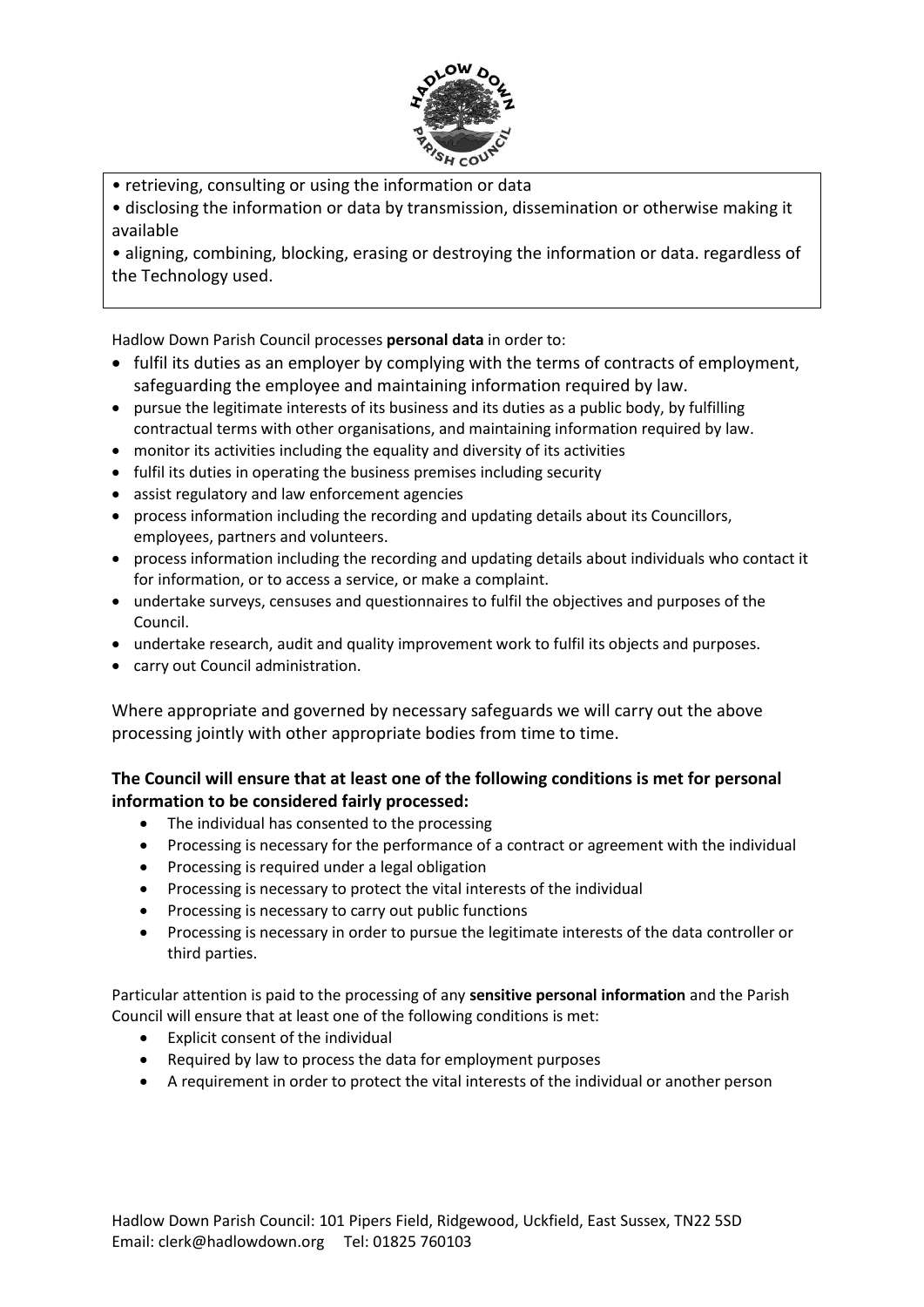• retrieving, consulting or using the information or data
• disclosing the information or data by transmission, dissemination or otherwise making it available
• aligning, combining, blocking, erasing or destroying the information or data. regardless of the Technology used.

Hadlow Down Parish Council processes **personal data** in order to:

- fulfil its duties as an employer by complying with the terms of contracts of employment, safeguarding the employee and maintaining information required by law.
- pursue the legitimate interests of its business and its duties as a public body, by fulfilling contractual terms with other organisations, and maintaining information required by law.
- monitor its activities including the equality and diversity of its activities
- fulfil its duties in operating the business premises including security
- assist regulatory and law enforcement agencies
- process information including the recording and updating details about its Councillors, employees, partners and volunteers.
- process information including the recording and updating details about individuals who contact it for information, or to access a service, or make a complaint.
- undertake surveys, censuses and questionnaires to fulfil the objectives and purposes of the Council.
- undertake research, audit and quality improvement work to fulfil its objects and purposes.
- carry out Council administration.

Where appropriate and governed by necessary safeguards we will carry out the above processing jointly with other appropriate bodies from time to time.

**The Council will ensure that at least one of the following conditions is met for personal information to be considered fairly processed:**

- The individual has consented to the processing
- Processing is necessary for the performance of a contract or agreement with the individual
- Processing is required under a legal obligation
- Processing is necessary to protect the vital interests of the individual
- Processing is necessary to carry out public functions
- Processing is necessary in order to pursue the legitimate interests of the data controller or third parties.

Particular attention is paid to the processing of any **sensitive personal information** and the Parish Council will ensure that at least one of the following conditions is met:

- Explicit consent of the individual
- Required by law to process the data for employment purposes
- A requirement in order to protect the vital interests of the individual or another person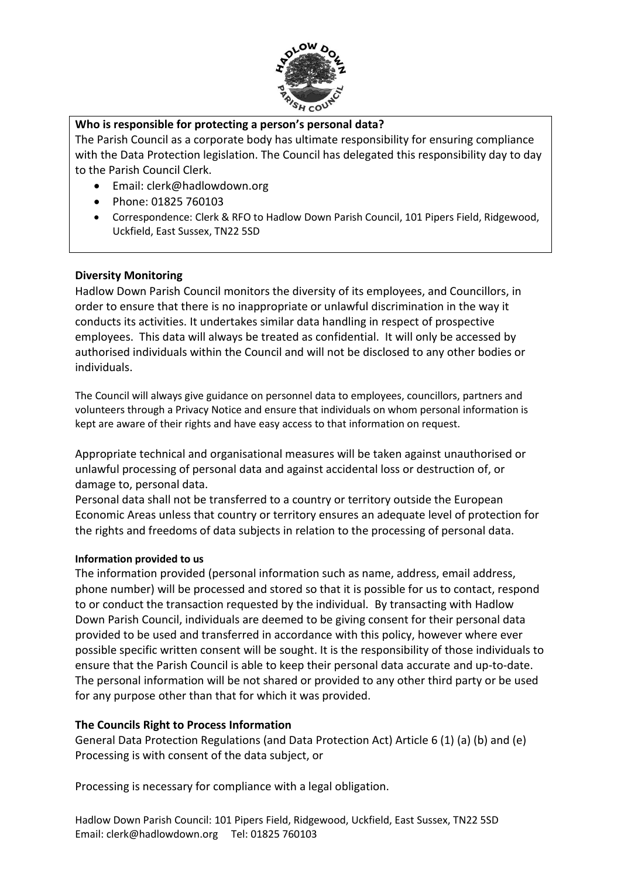**Who is responsible for protecting a person's personal data?**

The Parish Council as a corporate body has ultimate responsibility for ensuring compliance with the Data Protection legislation. The Council has delegated this responsibility day to day to the Parish Council Clerk.

- Email: clerk@hadlowdown.org
- Phone: 01825 760103
- Correspondence: Clerk & RFO to Hadlow Down Parish Council, 101 Pipers Field, Ridgewood, Uckfield, East Sussex, TN22 5SD

**Diversity Monitoring**

Hadlow Down Parish Council monitors the diversity of its employees, and Councillors, in order to ensure that there is no inappropriate or unlawful discrimination in the way it conducts its activities. It undertakes similar data handling in respect of prospective employees. This data will always be treated as confidential. It will only be accessed by authorised individuals within the Council and will not be disclosed to any other bodies or individuals.

The Council will always give guidance on personnel data to employees, councillors, partners and volunteers through a Privacy Notice and ensure that individuals on whom personal information is kept are aware of their rights and have easy access to that information on request.

Appropriate technical and organisational measures will be taken against unauthorised or unlawful processing of personal data and against accidental loss or destruction of, or damage to, personal data.

Personal data shall not be transferred to a country or territory outside the European Economic Areas unless that country or territory ensures an adequate level of protection for the rights and freedoms of data subjects in relation to the processing of personal data.

**Information provided to us**

The information provided (personal information such as name, address, email address, phone number) will be processed and stored so that it is possible for us to contact, respond to or conduct the transaction requested by the individual. By transacting with Hadlow Down Parish Council, individuals are deemed to be giving consent for their personal data provided to be used and transferred in accordance with this policy, however where ever possible specific written consent will be sought. It is the responsibility of those individuals to ensure that the Parish Council is able to keep their personal data accurate and up-to-date. The personal information will be not shared or provided to any other third party or be used for any purpose other than that for which it was provided.

**The Councils Right to Process Information**

General Data Protection Regulations (and Data Protection Act) Article 6 (1) (a) (b) and (e)
Processing is with consent of the data subject, or

Processing is necessary for compliance with a legal obligation.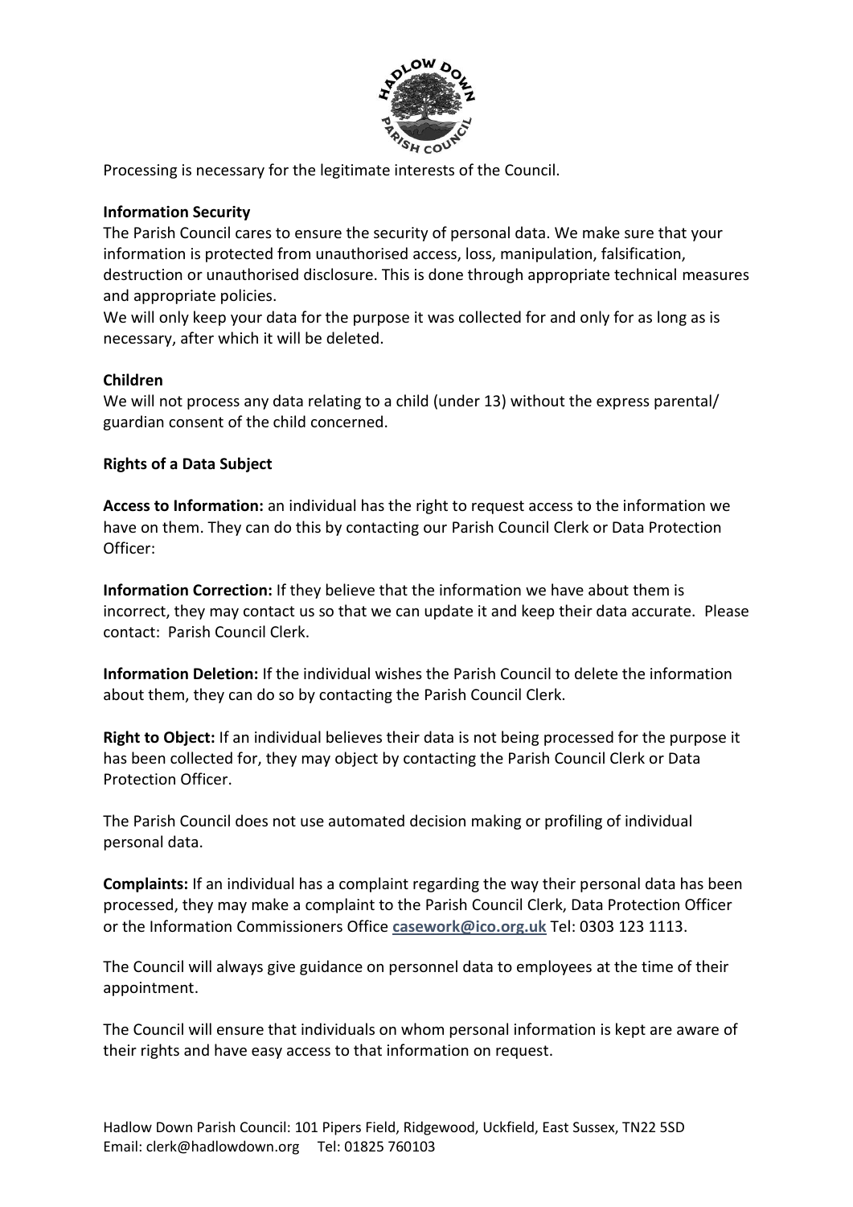Processing is necessary for the legitimate interests of the Council.

**Information Security**

The Parish Council cares to ensure the security of personal data. We make sure that your information is protected from unauthorised access, loss, manipulation, falsification, destruction or unauthorised disclosure. This is done through appropriate technical measures and appropriate policies.

We will only keep your data for the purpose it was collected for and only for as long as is necessary, after which it will be deleted.

**Children**

We will not process any data relating to a child (under 13) without the express parental/ guardian consent of the child concerned.

**Rights of a Data Subject**

**Access to Information:** an individual has the right to request access to the information we have on them. They can do this by contacting our Parish Council Clerk or Data Protection Officer:

**Information Correction:** If they believe that the information we have about them is incorrect, they may contact us so that we can update it and keep their data accurate. Please contact: Parish Council Clerk.

**Information Deletion:** If the individual wishes the Parish Council to delete the information about them, they can do so by contacting the Parish Council Clerk.

**Right to Object:** If an individual believes their data is not being processed for the purpose it has been collected for, they may object by contacting the Parish Council Clerk or Data Protection Officer.

The Parish Council does not use automated decision making or profiling of individual personal data.

**Complaints:** If an individual has a complaint regarding the way their personal data has been processed, they may make a complaint to the Parish Council Clerk, Data Protection Officer or the Information Commissioners Office [casework@ico.org.uk](mailto:casework@ico.org.uk) Tel: 0303 123 1113.

The Council will always give guidance on personnel data to employees at the time of their appointment.

The Council will ensure that individuals on whom personal information is kept are aware of their rights and have easy access to that information on request.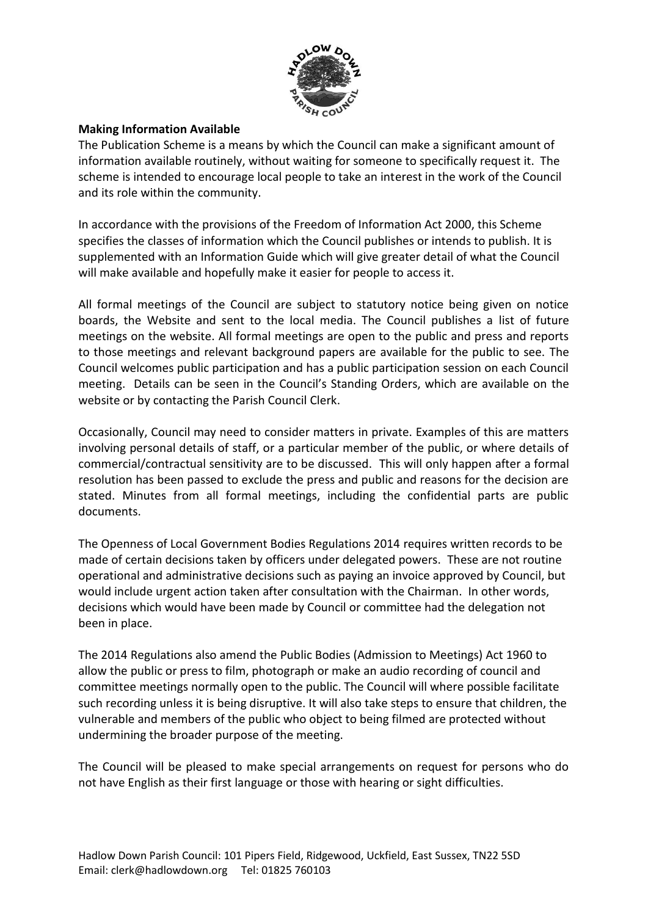**Making Information Available**

The Publication Scheme is a means by which the Council can make a significant amount of information available routinely, without waiting for someone to specifically request it. The scheme is intended to encourage local people to take an interest in the work of the Council and its role within the community.

In accordance with the provisions of the Freedom of Information Act 2000, this Scheme specifies the classes of information which the Council publishes or intends to publish. It is supplemented with an Information Guide which will give greater detail of what the Council will make available and hopefully make it easier for people to access it.

All formal meetings of the Council are subject to statutory notice being given on notice boards, the Website and sent to the local media. The Council publishes a list of future meetings on the website. All formal meetings are open to the public and press and reports to those meetings and relevant background papers are available for the public to see. The Council welcomes public participation and has a public participation session on each Council meeting. Details can be seen in the Council's Standing Orders, which are available on the website or by contacting the Parish Council Clerk.

Occasionally, Council may need to consider matters in private. Examples of this are matters involving personal details of staff, or a particular member of the public, or where details of commercial/contractual sensitivity are to be discussed. This will only happen after a formal resolution has been passed to exclude the press and public and reasons for the decision are stated. Minutes from all formal meetings, including the confidential parts are public documents.

The Openness of Local Government Bodies Regulations 2014 requires written records to be made of certain decisions taken by officers under delegated powers. These are not routine operational and administrative decisions such as paying an invoice approved by Council, but would include urgent action taken after consultation with the Chairman. In other words, decisions which would have been made by Council or committee had the delegation not been in place.

The 2014 Regulations also amend the Public Bodies (Admission to Meetings) Act 1960 to allow the public or press to film, photograph or make an audio recording of council and committee meetings normally open to the public. The Council will where possible facilitate such recording unless it is being disruptive. It will also take steps to ensure that children, the vulnerable and members of the public who object to being filmed are protected without undermining the broader purpose of the meeting.

The Council will be pleased to make special arrangements on request for persons who do not have English as their first language or those with hearing or sight difficulties.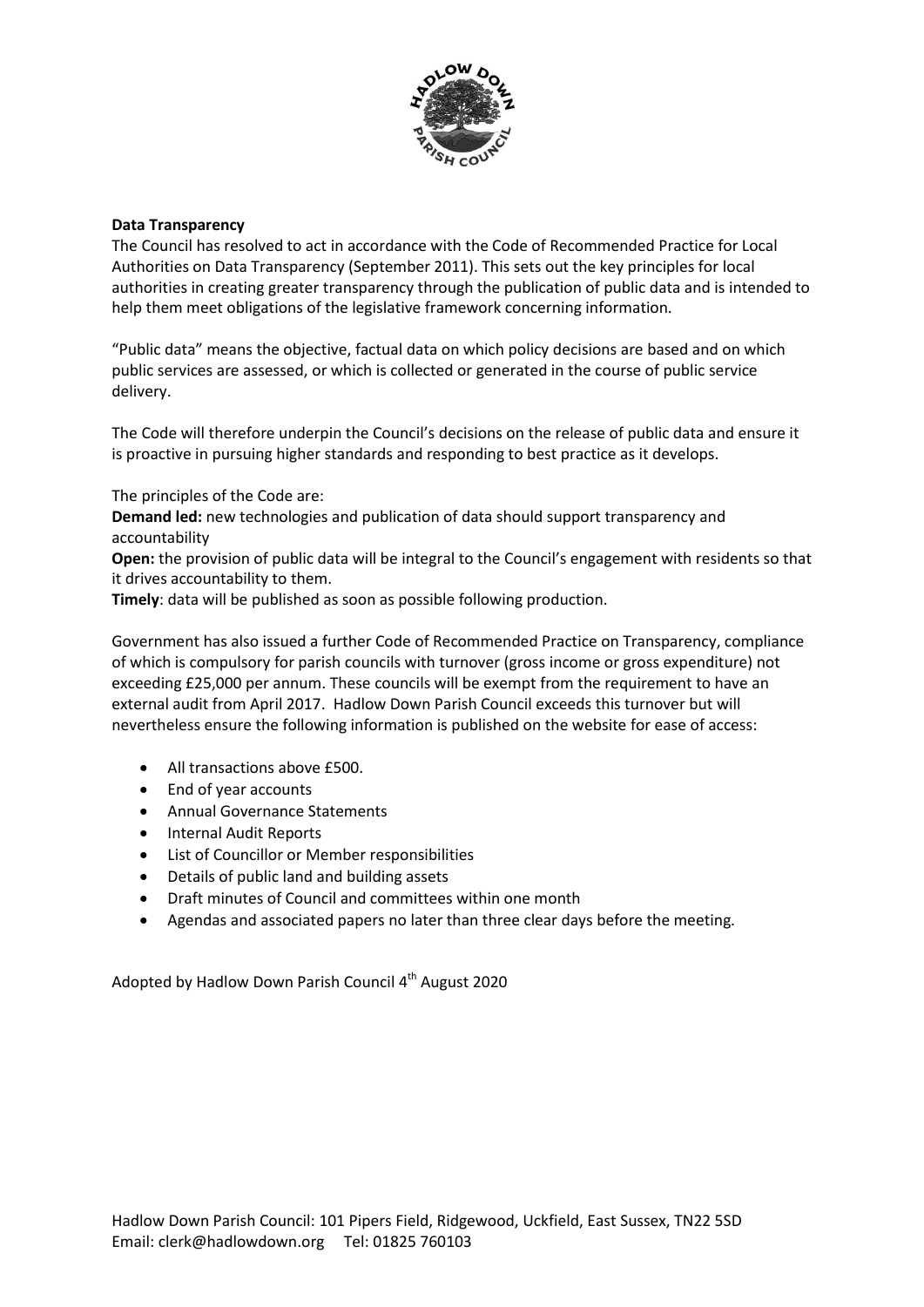**Data Transparency**

The Council has resolved to act in accordance with the Code of Recommended Practice for Local Authorities on Data Transparency (September 2011). This sets out the key principles for local authorities in creating greater transparency through the publication of public data and is intended to help them meet obligations of the legislative framework concerning information.

"Public data" means the objective, factual data on which policy decisions are based and on which public services are assessed, or which is collected or generated in the course of public service delivery.

The Code will therefore underpin the Council's decisions on the release of public data and ensure it is proactive in pursuing higher standards and responding to best practice as it develops.

The principles of the Code are:

**Demand led:** new technologies and publication of data should support transparency and accountability

**Open:** the provision of public data will be integral to the Council's engagement with residents so that it drives accountability to them.

**Timely**: data will be published as soon as possible following production.

Government has also issued a further Code of Recommended Practice on Transparency, compliance of which is compulsory for parish councils with turnover (gross income or gross expenditure) not exceeding £25,000 per annum. These councils will be exempt from the requirement to have an external audit from April 2017. Hadlow Down Parish Council exceeds this turnover but will nevertheless ensure the following information is published on the website for ease of access:

- All transactions above £500.
- End of year accounts
- Annual Governance Statements
- Internal Audit Reports
- List of Councillor or Member responsibilities
- Details of public land and building assets
- Draft minutes of Council and committees within one month
- Agendas and associated papers no later than three clear days before the meeting.

Adopted by Hadlow Down Parish Council 4th August 2020

Hadlow Down Parish Council: 101 Pipers Field, Ridgewood, Uckfield, East Sussex, TN22 5SD
Email: clerk@hadlowdown.org Tel: 01825 760103